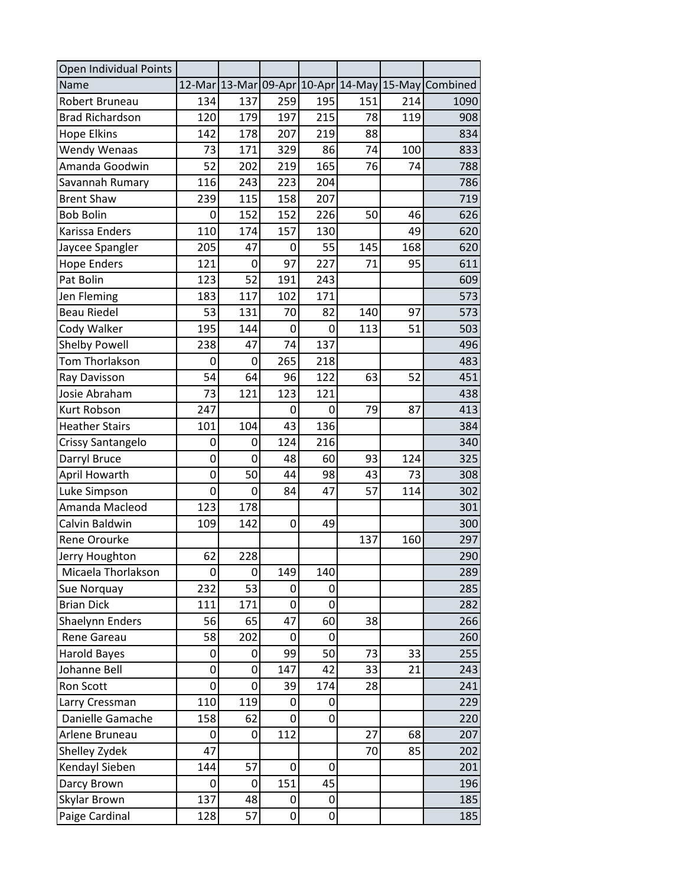| Open Individual Points | | | | | | | |
|---|---|---|---|---|---|---|---|
| Name | 12-Mar | 13-Mar | 09-Apr | 10-Apr | 14-May | 15-May | Combined |
| Robert Bruneau | 134 | 137 | 259 | 195 | 151 | 214 | 1090 |
| Brad Richardson | 120 | 179 | 197 | 215 | 78 | 119 | 908 |
| Hope Elkins | 142 | 178 | 207 | 219 | 88 | | 834 |
| Wendy Wenaas | 73 | 171 | 329 | 86 | 74 | 100 | 833 |
| Amanda Goodwin | 52 | 202 | 219 | 165 | 76 | 74 | 788 |
| Savannah Rumary | 116 | 243 | 223 | 204 | | | 786 |
| Brent Shaw | 239 | 115 | 158 | 207 | | | 719 |
| Bob Bolin | 0 | 152 | 152 | 226 | 50 | 46 | 626 |
| Karissa Enders | 110 | 174 | 157 | 130 | | 49 | 620 |
| Jaycee Spangler | 205 | 47 | 0 | 55 | 145 | 168 | 620 |
| Hope Enders | 121 | 0 | 97 | 227 | 71 | 95 | 611 |
| Pat Bolin | 123 | 52 | 191 | 243 | | | 609 |
| Jen Fleming | 183 | 117 | 102 | 171 | | | 573 |
| Beau Riedel | 53 | 131 | 70 | 82 | 140 | 97 | 573 |
| Cody Walker | 195 | 144 | 0 | 0 | 113 | 51 | 503 |
| Shelby Powell | 238 | 47 | 74 | 137 | | | 496 |
| Tom Thorlakson | 0 | 0 | 265 | 218 | | | 483 |
| Ray Davisson | 54 | 64 | 96 | 122 | 63 | 52 | 451 |
| Josie Abraham | 73 | 121 | 123 | 121 | | | 438 |
| Kurt Robson | 247 | | 0 | 0 | 79 | 87 | 413 |
| Heather Stairs | 101 | 104 | 43 | 136 | | | 384 |
| Crissy Santangelo | 0 | 0 | 124 | 216 | | | 340 |
| Darryl Bruce | 0 | 0 | 48 | 60 | 93 | 124 | 325 |
| April Howarth | 0 | 50 | 44 | 98 | 43 | 73 | 308 |
| Luke Simpson | 0 | 0 | 84 | 47 | 57 | 114 | 302 |
| Amanda Macleod | 123 | 178 | | | | | 301 |
| Calvin Baldwin | 109 | 142 | 0 | 49 | | | 300 |
| Rene Orourke | | | | | 137 | 160 | 297 |
| Jerry Houghton | 62 | 228 | | | | | 290 |
| Micaela Thorlakson | 0 | 0 | 149 | 140 | | | 289 |
| Sue Norquay | 232 | 53 | 0 | 0 | | | 285 |
| Brian Dick | 111 | 171 | 0 | 0 | | | 282 |
| Shaelynn Enders | 56 | 65 | 47 | 60 | 38 | | 266 |
| Rene Gareau | 58 | 202 | 0 | 0 | | | 260 |
| Harold Bayes | 0 | 0 | 99 | 50 | 73 | 33 | 255 |
| Johanne Bell | 0 | 0 | 147 | 42 | 33 | 21 | 243 |
| Ron Scott | 0 | 0 | 39 | 174 | 28 | | 241 |
| Larry Cressman | 110 | 119 | 0 | 0 | | | 229 |
| Danielle Gamache | 158 | 62 | 0 | 0 | | | 220 |
| Arlene Bruneau | 0 | 0 | 112 | | 27 | 68 | 207 |
| Shelley Zydek | 47 | | | | 70 | 85 | 202 |
| Kendayl Sieben | 144 | 57 | 0 | 0 | | | 201 |
| Darcy Brown | 0 | 0 | 151 | 45 | | | 196 |
| Skylar Brown | 137 | 48 | 0 | 0 | | | 185 |
| Paige Cardinal | 128 | 57 | 0 | 0 | | | 185 |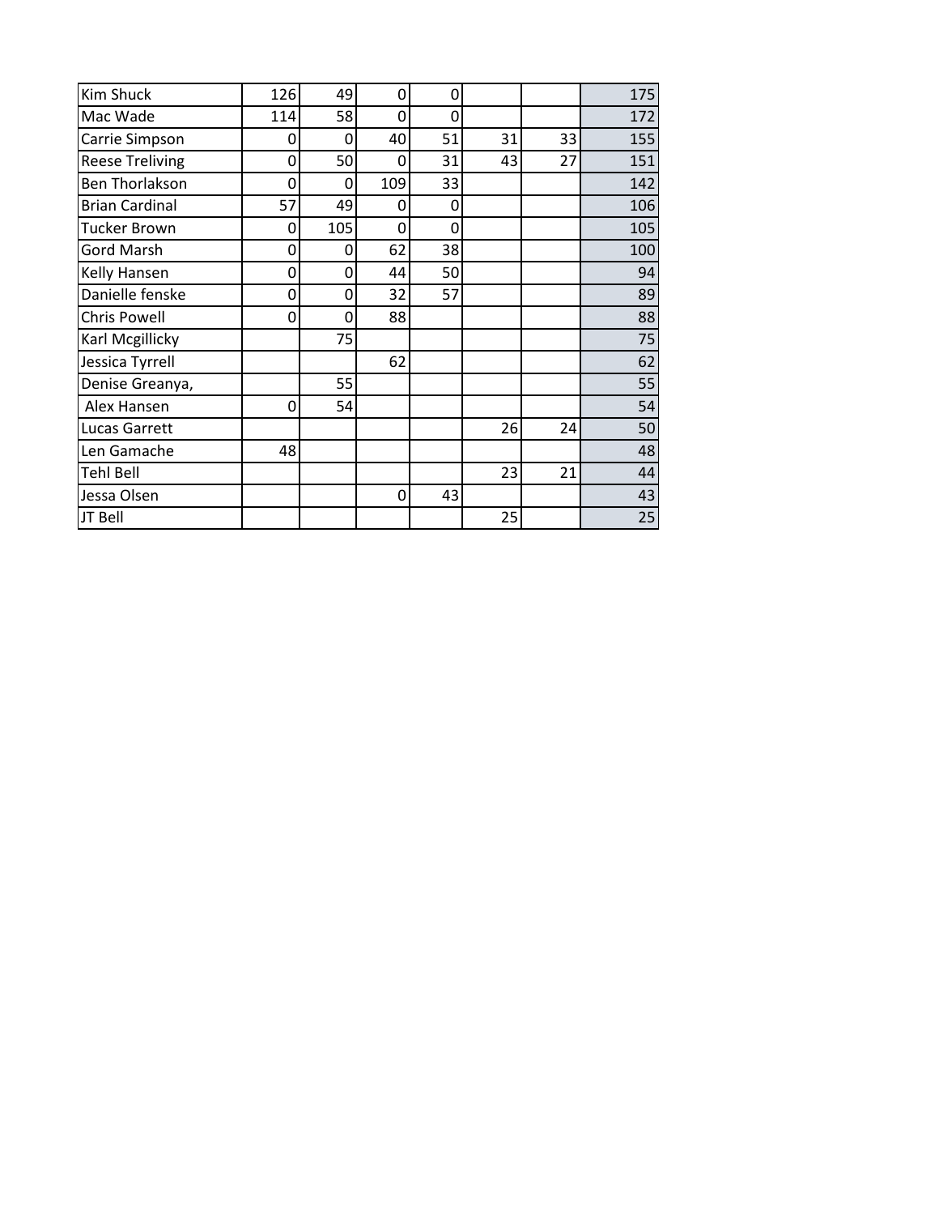| | | | | | | | |
|---|---|---|---|---|---|---|---|
| Kim Shuck | 126 | 49 | 0 | 0 | | | 175 |
| Mac Wade | 114 | 58 | 0 | 0 | | | 172 |
| Carrie Simpson | 0 | 0 | 40 | 51 | 31 | 33 | 155 |
| Reese Treliving | 0 | 50 | 0 | 31 | 43 | 27 | 151 |
| Ben Thorlakson | 0 | 0 | 109 | 33 | | | 142 |
| Brian Cardinal | 57 | 49 | 0 | 0 | | | 106 |
| Tucker Brown | 0 | 105 | 0 | 0 | | | 105 |
| Gord Marsh | 0 | 0 | 62 | 38 | | | 100 |
| Kelly Hansen | 0 | 0 | 44 | 50 | | | 94 |
| Danielle fenske | 0 | 0 | 32 | 57 | | | 89 |
| Chris Powell | 0 | 0 | 88 | | | | 88 |
| Karl Mcgillicky | | 75 | | | | | 75 |
| Jessica Tyrrell | | | 62 | | | | 62 |
| Denise Greanya, | | 55 | | | | | 55 |
| Alex Hansen | 0 | 54 | | | | | 54 |
| Lucas Garrett | | | | | 26 | 24 | 50 |
| Len Gamache | 48 | | | | | | 48 |
| Tehl Bell | | | | | 23 | 21 | 44 |
| Jessa Olsen | | | 0 | 43 | | | 43 |
| JT Bell | | | | | 25 | | 25 |